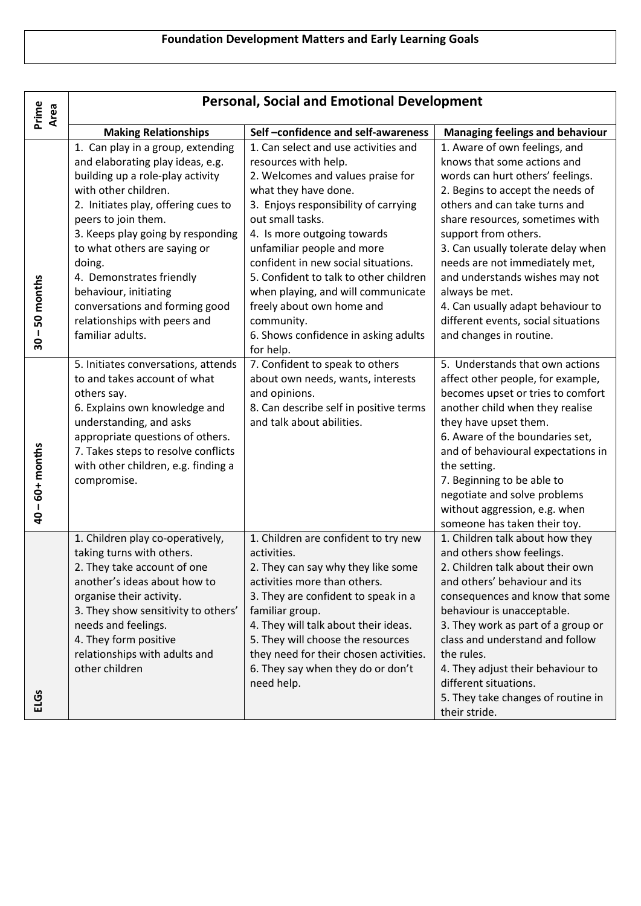# Foundation Development Matters and Early Learning Goals

| Prime Area | Personal, Social and Emotional Development | | |
|---|---|---|---|
| | **Making Relationships** | **Self –confidence and self-awareness** | **Managing feelings and behaviour** |
| **30 – 50 months** | 1. Can play in a group, extending and elaborating play ideas, e.g. building up a role-play activity with other children.<br>2. Initiates play, offering cues to peers to join them.<br>3. Keeps play going by responding to what others are saying or doing.<br>4. Demonstrates friendly behaviour, initiating conversations and forming good relationships with peers and familiar adults. | 1. Can select and use activities and resources with help.<br>2. Welcomes and values praise for what they have done.<br>3. Enjoys responsibility of carrying out small tasks.<br>4. Is more outgoing towards unfamiliar people and more confident in new social situations.<br>5. Confident to talk to other children when playing, and will communicate freely about own home and community.<br>6. Shows confidence in asking adults for help. | 1. Aware of own feelings, and knows that some actions and words can hurt others' feelings.<br>2. Begins to accept the needs of others and can take turns and share resources, sometimes with support from others.<br>3. Can usually tolerate delay when needs are not immediately met, and understands wishes may not always be met.<br>4. Can usually adapt behaviour to different events, social situations and changes in routine. |
| **40 – 60+ months** | 5. Initiates conversations, attends to and takes account of what others say.<br>6. Explains own knowledge and understanding, and asks appropriate questions of others.<br>7. Takes steps to resolve conflicts with other children, e.g. finding a compromise. | 7. Confident to speak to others about own needs, wants, interests and opinions.<br>8. Can describe self in positive terms and talk about abilities. | 5. Understands that own actions affect other people, for example, becomes upset or tries to comfort another child when they realise they have upset them.<br>6. Aware of the boundaries set, and of behavioural expectations in the setting.<br>7. Beginning to be able to negotiate and solve problems without aggression, e.g. when someone has taken their toy. |
| **ELGs** | 1. Children play co-operatively, taking turns with others.<br>2. They take account of one another's ideas about how to organise their activity.<br>3. They show sensitivity to others' needs and feelings.<br>4. They form positive relationships with adults and other children | 1. Children are confident to try new activities.<br>2. They can say why they like some activities more than others.<br>3. They are confident to speak in a familiar group.<br>4. They will talk about their ideas.<br>5. They will choose the resources they need for their chosen activities.<br>6. They say when they do or don't need help. | 1. Children talk about how they and others show feelings.<br>2. Children talk about their own and others' behaviour and its consequences and know that some behaviour is unacceptable.<br>3. They work as part of a group or class and understand and follow the rules.<br>4. They adjust their behaviour to different situations.<br>5. They take changes of routine in their stride. |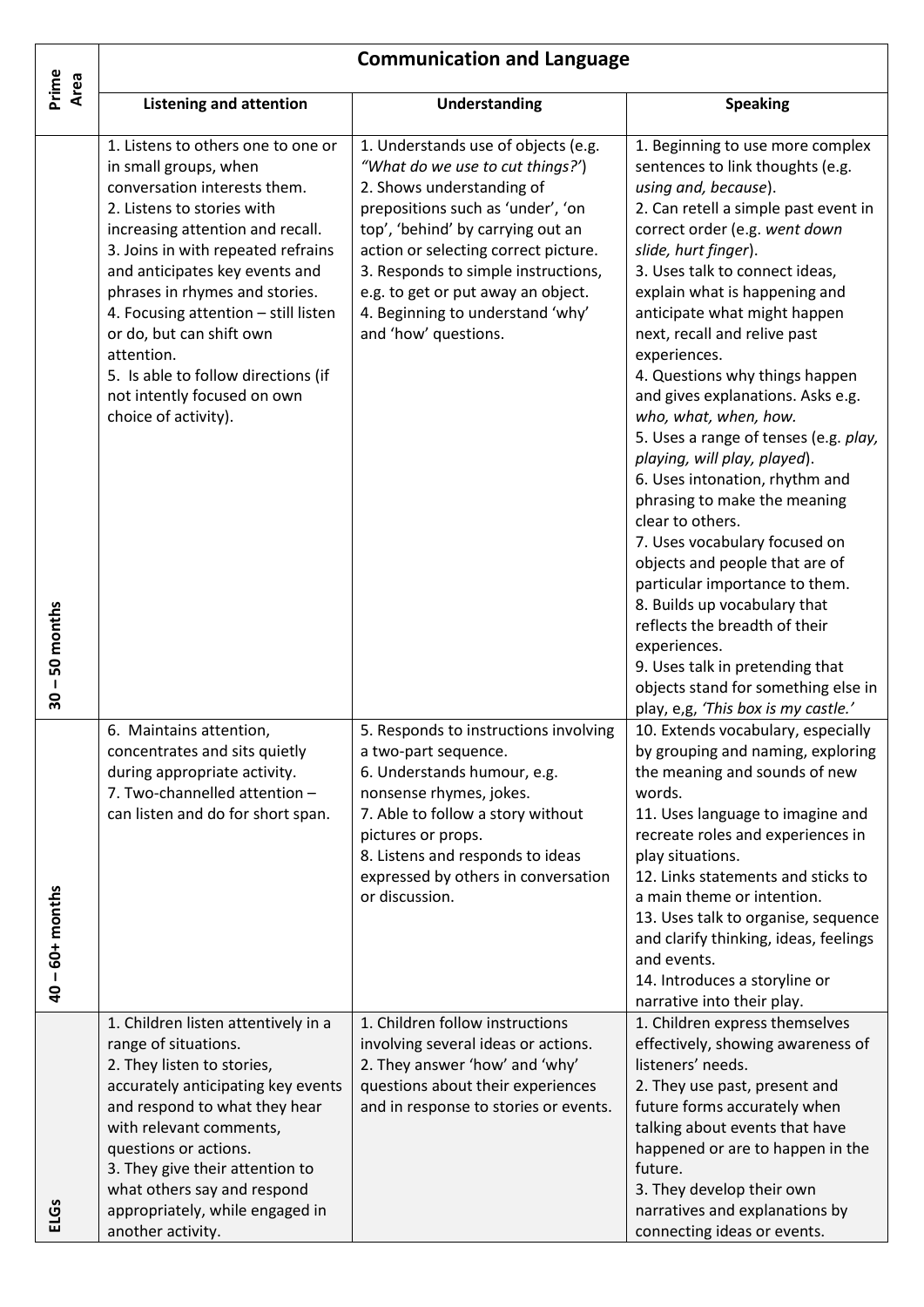| Prime Area | Communication and Language | | |
|---|---|---|---|
| | **Listening and attention** | **Understanding** | **Speaking** |
| **30 – 50 months** | 1. Listens to others one to one or in small groups, when conversation interests them.<br>2. Listens to stories with increasing attention and recall.<br>3. Joins in with repeated refrains and anticipates key events and phrases in rhymes and stories.<br>4. Focusing attention – still listen or do, but can shift own attention.<br>5. Is able to follow directions (if not intently focused on own choice of activity). | 1. Understands use of objects (e.g. *"What do we use to cut things?'*)<br>2. Shows understanding of prepositions such as 'under', 'on top', 'behind' by carrying out an action or selecting correct picture.<br>3. Responds to simple instructions, e.g. to get or put away an object.<br>4. Beginning to understand 'why' and 'how' questions. | 1. Beginning to use more complex sentences to link thoughts (e.g. *using and, because*).<br>2. Can retell a simple past event in correct order (e.g. *went down slide, hurt finger*).<br>3. Uses talk to connect ideas, explain what is happening and anticipate what might happen next, recall and relive past experiences.<br>4. Questions why things happen and gives explanations. Asks e.g. *who, what, when, how.*<br>5. Uses a range of tenses (e.g. *play, playing, will play, played*).<br>6. Uses intonation, rhythm and phrasing to make the meaning clear to others.<br>7. Uses vocabulary focused on objects and people that are of particular importance to them.<br>8. Builds up vocabulary that reflects the breadth of their experiences.<br>9. Uses talk in pretending that objects stand for something else in play, e,g, *'This box is my castle.'* |
| **40 – 60+ months** | 6. Maintains attention, concentrates and sits quietly during appropriate activity.<br>7. Two-channelled attention – can listen and do for short span. | 5. Responds to instructions involving a two-part sequence.<br>6. Understands humour, e.g. nonsense rhymes, jokes.<br>7. Able to follow a story without pictures or props.<br>8. Listens and responds to ideas expressed by others in conversation or discussion. | 10. Extends vocabulary, especially by grouping and naming, exploring the meaning and sounds of new words.<br>11. Uses language to imagine and recreate roles and experiences in play situations.<br>12. Links statements and sticks to a main theme or intention.<br>13. Uses talk to organise, sequence and clarify thinking, ideas, feelings and events.<br>14. Introduces a storyline or narrative into their play. |
| **ELGs** | 1. Children listen attentively in a range of situations.<br>2. They listen to stories, accurately anticipating key events and respond to what they hear with relevant comments, questions or actions.<br>3. They give their attention to what others say and respond appropriately, while engaged in another activity. | 1. Children follow instructions involving several ideas or actions.<br>2. They answer 'how' and 'why' questions about their experiences and in response to stories or events. | 1. Children express themselves effectively, showing awareness of listeners' needs.<br>2. They use past, present and future forms accurately when talking about events that have happened or are to happen in the future.<br>3. They develop their own narratives and explanations by connecting ideas or events. |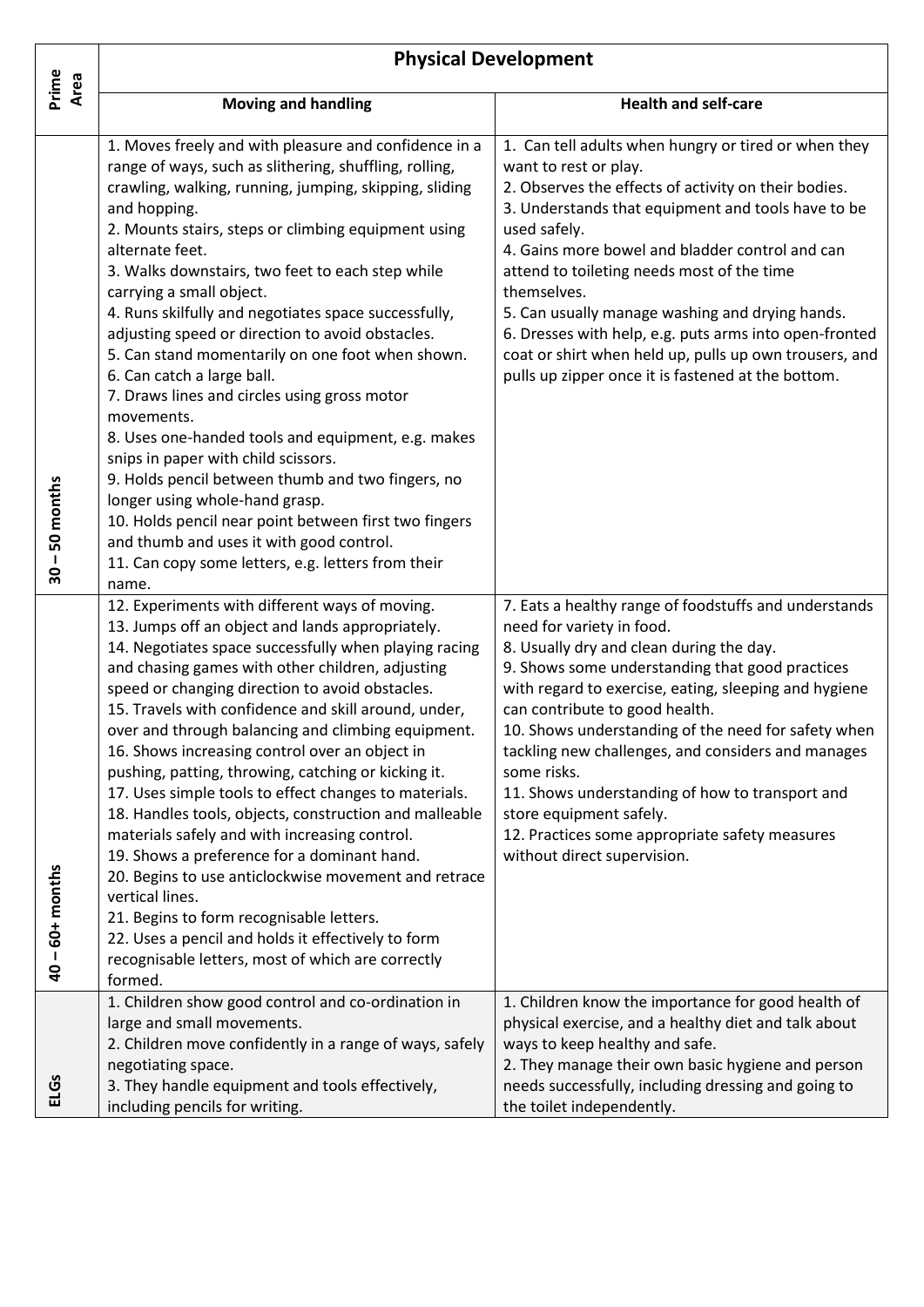| Prime Area | Physical Development | |
|---|---|---|
| | **Moving and handling** | **Health and self-care** |
| 30 – 50 months | 1. Moves freely and with pleasure and confidence in a range of ways, such as slithering, shuffling, rolling, crawling, walking, running, jumping, skipping, sliding and hopping.<br>2. Mounts stairs, steps or climbing equipment using alternate feet.<br>3. Walks downstairs, two feet to each step while carrying a small object.<br>4. Runs skilfully and negotiates space successfully, adjusting speed or direction to avoid obstacles.<br>5. Can stand momentarily on one foot when shown.<br>6. Can catch a large ball.<br>7. Draws lines and circles using gross motor movements.<br>8. Uses one-handed tools and equipment, e.g. makes snips in paper with child scissors.<br>9. Holds pencil between thumb and two fingers, no longer using whole-hand grasp.<br>10. Holds pencil near point between first two fingers and thumb and uses it with good control.<br>11. Can copy some letters, e.g. letters from their name. | 1. Can tell adults when hungry or tired or when they want to rest or play.<br>2. Observes the effects of activity on their bodies.<br>3. Understands that equipment and tools have to be used safely.<br>4. Gains more bowel and bladder control and can attend to toileting needs most of the time themselves.<br>5. Can usually manage washing and drying hands.<br>6. Dresses with help, e.g. puts arms into open-fronted coat or shirt when held up, pulls up own trousers, and pulls up zipper once it is fastened at the bottom. |
| 40 – 60+ months | 12. Experiments with different ways of moving.<br>13. Jumps off an object and lands appropriately.<br>14. Negotiates space successfully when playing racing and chasing games with other children, adjusting speed or changing direction to avoid obstacles.<br>15. Travels with confidence and skill around, under, over and through balancing and climbing equipment.<br>16. Shows increasing control over an object in pushing, patting, throwing, catching or kicking it.<br>17. Uses simple tools to effect changes to materials.<br>18. Handles tools, objects, construction and malleable materials safely and with increasing control.<br>19. Shows a preference for a dominant hand.<br>20. Begins to use anticlockwise movement and retrace vertical lines.<br>21. Begins to form recognisable letters.<br>22. Uses a pencil and holds it effectively to form recognisable letters, most of which are correctly formed. | 7. Eats a healthy range of foodstuffs and understands need for variety in food.<br>8. Usually dry and clean during the day.<br>9. Shows some understanding that good practices with regard to exercise, eating, sleeping and hygiene can contribute to good health.<br>10. Shows understanding of the need for safety when tackling new challenges, and considers and manages some risks.<br>11. Shows understanding of how to transport and store equipment safely.<br>12. Practices some appropriate safety measures without direct supervision. |
| ELGs | 1. Children show good control and co-ordination in large and small movements.<br>2. Children move confidently in a range of ways, safely negotiating space.<br>3. They handle equipment and tools effectively, including pencils for writing. | 1. Children know the importance for good health of physical exercise, and a healthy diet and talk about ways to keep healthy and safe.<br>2. They manage their own basic hygiene and person needs successfully, including dressing and going to the toilet independently. |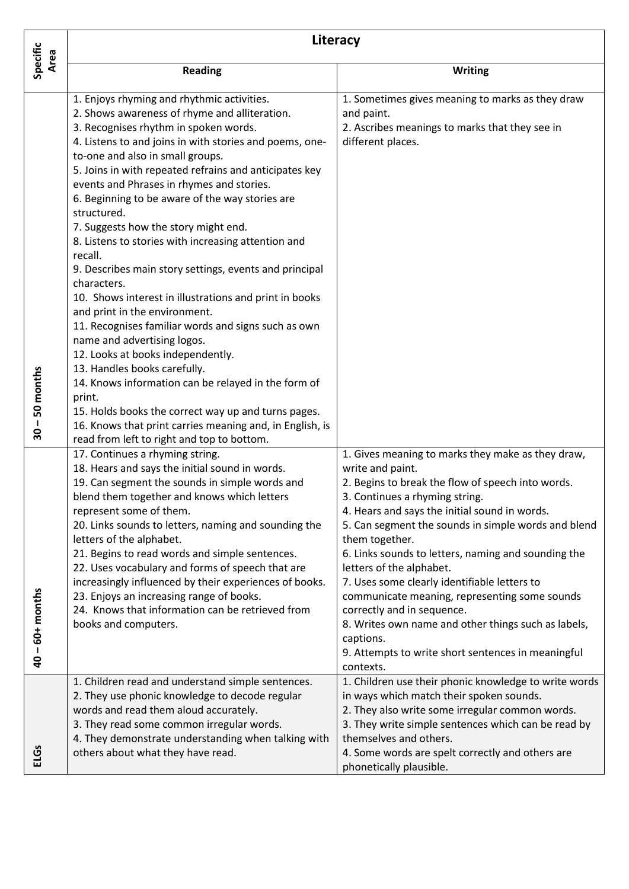| Specific Area | Literacy | |
|---|---|---|
| | **Reading** | **Writing** |
| 30 – 50 months | 1. Enjoys rhyming and rhythmic activities.<br>2. Shows awareness of rhyme and alliteration.<br>3. Recognises rhythm in spoken words.<br>4. Listens to and joins in with stories and poems, one-to-one and also in small groups.<br>5. Joins in with repeated refrains and anticipates key events and Phrases in rhymes and stories.<br>6. Beginning to be aware of the way stories are structured.<br>7. Suggests how the story might end.<br>8. Listens to stories with increasing attention and recall.<br>9. Describes main story settings, events and principal characters.<br>10. Shows interest in illustrations and print in books and print in the environment.<br>11. Recognises familiar words and signs such as own name and advertising logos.<br>12. Looks at books independently.<br>13. Handles books carefully.<br>14. Knows information can be relayed in the form of print.<br>15. Holds books the correct way up and turns pages.<br>16. Knows that print carries meaning and, in English, is read from left to right and top to bottom. | 1. Sometimes gives meaning to marks as they draw and paint.<br>2. Ascribes meanings to marks that they see in different places. |
| 40 – 60+ months | 17. Continues a rhyming string.<br>18. Hears and says the initial sound in words.<br>19. Can segment the sounds in simple words and blend them together and knows which letters represent some of them.<br>20. Links sounds to letters, naming and sounding the letters of the alphabet.<br>21. Begins to read words and simple sentences.<br>22. Uses vocabulary and forms of speech that are increasingly influenced by their experiences of books.<br>23. Enjoys an increasing range of books.<br>24. Knows that information can be retrieved from books and computers. | 1. Gives meaning to marks they make as they draw, write and paint.<br>2. Begins to break the flow of speech into words.<br>3. Continues a rhyming string.<br>4. Hears and says the initial sound in words.<br>5. Can segment the sounds in simple words and blend them together.<br>6. Links sounds to letters, naming and sounding the letters of the alphabet.<br>7. Uses some clearly identifiable letters to communicate meaning, representing some sounds correctly and in sequence.<br>8. Writes own name and other things such as labels, captions.<br>9. Attempts to write short sentences in meaningful contexts. |
| ELGs | 1. Children read and understand simple sentences.<br>2. They use phonic knowledge to decode regular words and read them aloud accurately.<br>3. They read some common irregular words.<br>4. They demonstrate understanding when talking with others about what they have read. | 1. Children use their phonic knowledge to write words in ways which match their spoken sounds.<br>2. They also write some irregular common words.<br>3. They write simple sentences which can be read by themselves and others.<br>4. Some words are spelt correctly and others are phonetically plausible. |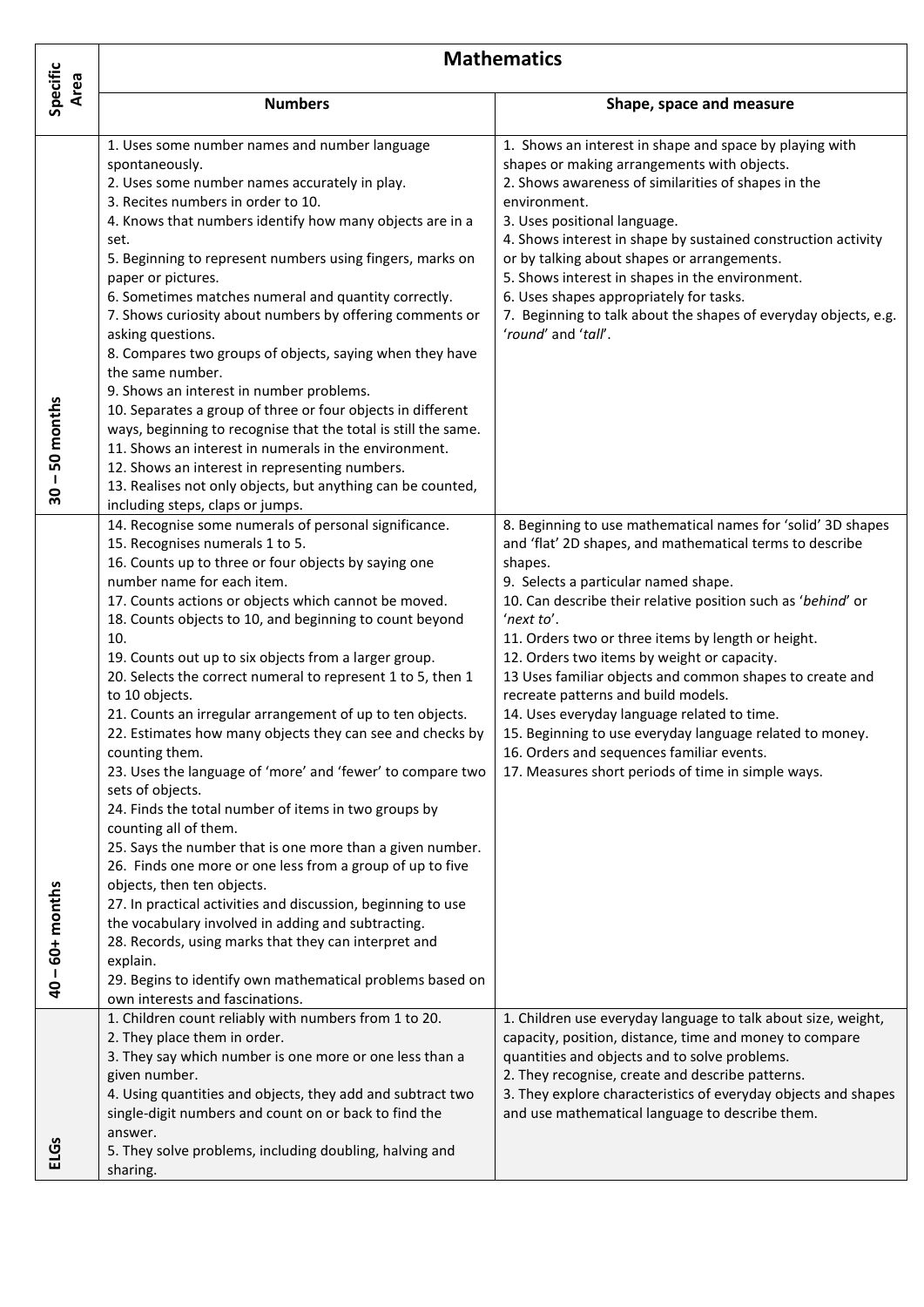| Specific Area | Mathematics | |
|---|---|---|
| | **Numbers** | **Shape, space and measure** |
| **30 – 50 months** | 1. Uses some number names and number language spontaneously.<br>2. Uses some number names accurately in play.<br>3. Recites numbers in order to 10.<br>4. Knows that numbers identify how many objects are in a set.<br>5. Beginning to represent numbers using fingers, marks on paper or pictures.<br>6. Sometimes matches numeral and quantity correctly.<br>7. Shows curiosity about numbers by offering comments or asking questions.<br>8. Compares two groups of objects, saying when they have the same number.<br>9. Shows an interest in number problems.<br>10. Separates a group of three or four objects in different ways, beginning to recognise that the total is still the same.<br>11. Shows an interest in numerals in the environment.<br>12. Shows an interest in representing numbers.<br>13. Realises not only objects, but anything can be counted, including steps, claps or jumps. | 1. Shows an interest in shape and space by playing with shapes or making arrangements with objects.<br>2. Shows awareness of similarities of shapes in the environment.<br>3. Uses positional language.<br>4. Shows interest in shape by sustained construction activity or by talking about shapes or arrangements.<br>5. Shows interest in shapes in the environment.<br>6. Uses shapes appropriately for tasks.<br>7. Beginning to talk about the shapes of everyday objects, e.g. '*round*' and '*tall*'. |
| **40 – 60+ months** | 14. Recognise some numerals of personal significance.<br>15. Recognises numerals 1 to 5.<br>16. Counts up to three or four objects by saying one number name for each item.<br>17. Counts actions or objects which cannot be moved.<br>18. Counts objects to 10, and beginning to count beyond 10.<br>19. Counts out up to six objects from a larger group.<br>20. Selects the correct numeral to represent 1 to 5, then 1 to 10 objects.<br>21. Counts an irregular arrangement of up to ten objects.<br>22. Estimates how many objects they can see and checks by counting them.<br>23. Uses the language of 'more' and 'fewer' to compare two sets of objects.<br>24. Finds the total number of items in two groups by counting all of them.<br>25. Says the number that is one more than a given number.<br>26. Finds one more or one less from a group of up to five objects, then ten objects.<br>27. In practical activities and discussion, beginning to use the vocabulary involved in adding and subtracting.<br>28. Records, using marks that they can interpret and explain.<br>29. Begins to identify own mathematical problems based on own interests and fascinations. | 8. Beginning to use mathematical names for 'solid' 3D shapes and 'flat' 2D shapes, and mathematical terms to describe shapes.<br>9. Selects a particular named shape.<br>10. Can describe their relative position such as '*behind*' or '*next to*'.<br>11. Orders two or three items by length or height.<br>12. Orders two items by weight or capacity.<br>13 Uses familiar objects and common shapes to create and recreate patterns and build models.<br>14. Uses everyday language related to time.<br>15. Beginning to use everyday language related to money.<br>16. Orders and sequences familiar events.<br>17. Measures short periods of time in simple ways. |
| **ELGs** | 1. Children count reliably with numbers from 1 to 20.<br>2. They place them in order.<br>3. They say which number is one more or one less than a given number.<br>4. Using quantities and objects, they add and subtract two single-digit numbers and count on or back to find the answer.<br>5. They solve problems, including doubling, halving and sharing. | 1. Children use everyday language to talk about size, weight, capacity, position, distance, time and money to compare quantities and objects and to solve problems.<br>2. They recognise, create and describe patterns.<br>3. They explore characteristics of everyday objects and shapes and use mathematical language to describe them. |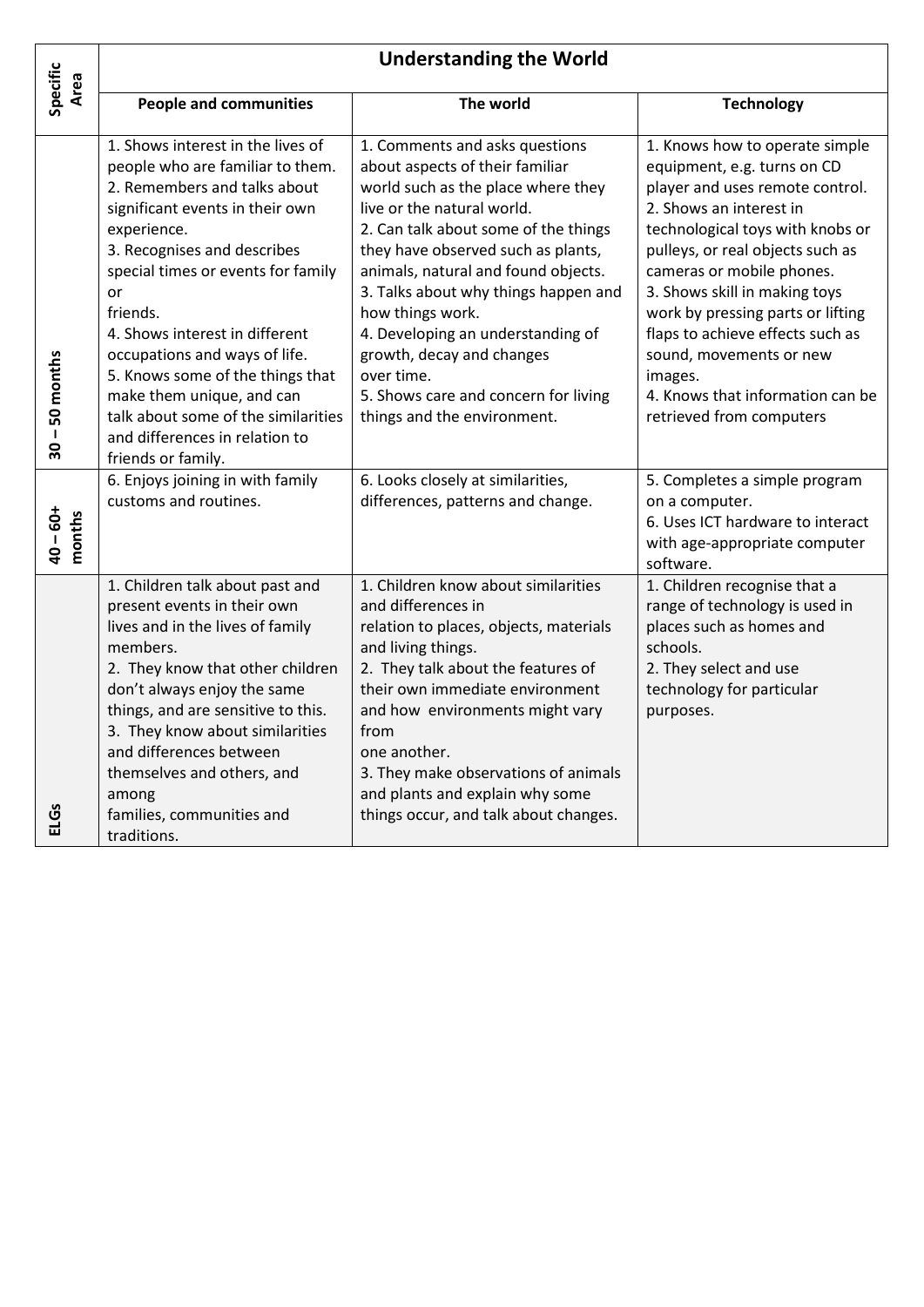| Specific Area | Understanding the World | | |
|---|---|---|---|
| | **People and communities** | **The world** | **Technology** |
| 30 – 50 months | 1. Shows interest in the lives of people who are familiar to them.<br>2. Remembers and talks about significant events in their own experience.<br>3. Recognises and describes special times or events for family or friends.<br>4. Shows interest in different occupations and ways of life.<br>5. Knows some of the things that make them unique, and can talk about some of the similarities and differences in relation to friends or family. | 1. Comments and asks questions about aspects of their familiar world such as the place where they live or the natural world.<br>2. Can talk about some of the things they have observed such as plants, animals, natural and found objects.<br>3. Talks about why things happen and how things work.<br>4. Developing an understanding of growth, decay and changes over time.<br>5. Shows care and concern for living things and the environment. | 1. Knows how to operate simple equipment, e.g. turns on CD player and uses remote control.<br>2. Shows an interest in technological toys with knobs or pulleys, or real objects such as cameras or mobile phones.<br>3. Shows skill in making toys work by pressing parts or lifting flaps to achieve effects such as sound, movements or new images.<br>4. Knows that information can be retrieved from computers |
| 40 – 60+ months | 6. Enjoys joining in with family customs and routines. | 6. Looks closely at similarities, differences, patterns and change. | 5. Completes a simple program on a computer.<br>6. Uses ICT hardware to interact with age-appropriate computer software. |
| ELGs | 1. Children talk about past and present events in their own lives and in the lives of family members.<br>2. They know that other children don't always enjoy the same things, and are sensitive to this.<br>3. They know about similarities and differences between themselves and others, and among families, communities and traditions. | 1. Children know about similarities and differences in relation to places, objects, materials and living things.<br>2. They talk about the features of their own immediate environment and how environments might vary from one another.<br>3. They make observations of animals and plants and explain why some things occur, and talk about changes. | 1. Children recognise that a range of technology is used in places such as homes and schools.<br>2. They select and use technology for particular purposes. |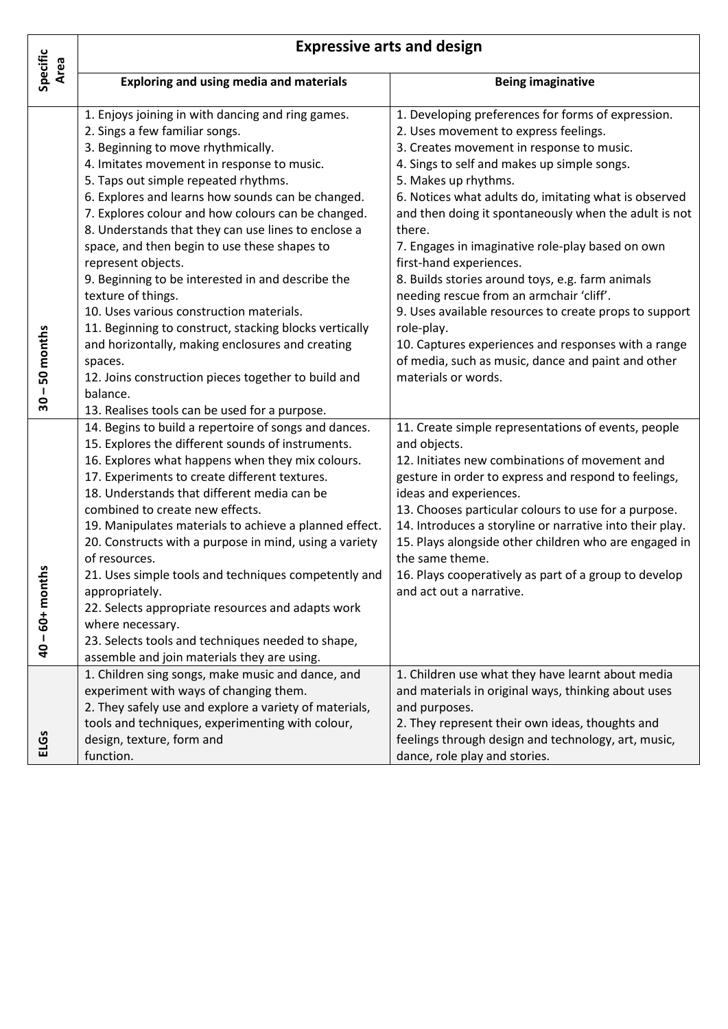| Specific Area | Expressive arts and design | |
|---|---|---|
| | **Exploring and using media and materials** | **Being imaginative** |
| 30 – 50 months | 1. Enjoys joining in with dancing and ring games.<br>2. Sings a few familiar songs.<br>3. Beginning to move rhythmically.<br>4. Imitates movement in response to music.<br>5. Taps out simple repeated rhythms.<br>6. Explores and learns how sounds can be changed.<br>7. Explores colour and how colours can be changed.<br>8. Understands that they can use lines to enclose a space, and then begin to use these shapes to represent objects.<br>9. Beginning to be interested in and describe the texture of things.<br>10. Uses various construction materials.<br>11. Beginning to construct, stacking blocks vertically and horizontally, making enclosures and creating spaces.<br>12. Joins construction pieces together to build and balance.<br>13. Realises tools can be used for a purpose. | 1. Developing preferences for forms of expression.<br>2. Uses movement to express feelings.<br>3. Creates movement in response to music.<br>4. Sings to self and makes up simple songs.<br>5. Makes up rhythms.<br>6. Notices what adults do, imitating what is observed and then doing it spontaneously when the adult is not there.<br>7. Engages in imaginative role-play based on own first-hand experiences.<br>8. Builds stories around toys, e.g. farm animals needing rescue from an armchair 'cliff'.<br>9. Uses available resources to create props to support role-play.<br>10. Captures experiences and responses with a range of media, such as music, dance and paint and other materials or words. |
| 40 – 60+ months | 14. Begins to build a repertoire of songs and dances.<br>15. Explores the different sounds of instruments.<br>16. Explores what happens when they mix colours.<br>17. Experiments to create different textures.<br>18. Understands that different media can be combined to create new effects.<br>19. Manipulates materials to achieve a planned effect.<br>20. Constructs with a purpose in mind, using a variety of resources.<br>21. Uses simple tools and techniques competently and appropriately.<br>22. Selects appropriate resources and adapts work where necessary.<br>23. Selects tools and techniques needed to shape, assemble and join materials they are using. | 11. Create simple representations of events, people and objects.<br>12. Initiates new combinations of movement and gesture in order to express and respond to feelings, ideas and experiences.<br>13. Chooses particular colours to use for a purpose.<br>14. Introduces a storyline or narrative into their play.<br>15. Plays alongside other children who are engaged in the same theme.<br>16. Plays cooperatively as part of a group to develop and act out a narrative. |
| ELGs | 1. Children sing songs, make music and dance, and experiment with ways of changing them.<br>2. They safely use and explore a variety of materials, tools and techniques, experimenting with colour, design, texture, form and function. | 1. Children use what they have learnt about media and materials in original ways, thinking about uses and purposes.<br>2. They represent their own ideas, thoughts and feelings through design and technology, art, music, dance, role play and stories. |